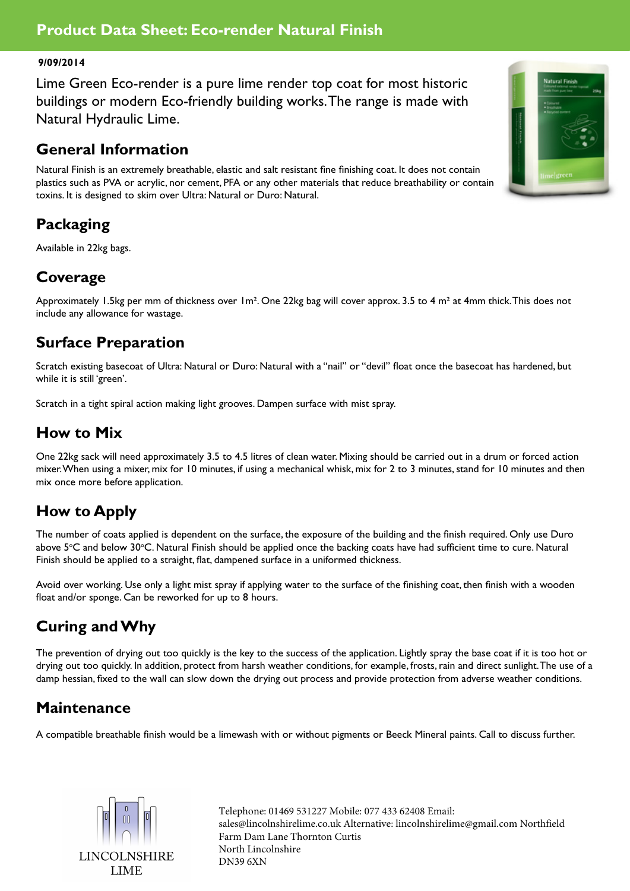# Product Data Sheet: Eco-render Natural Finish

**9/09/2014**

Lime Green Eco-render is a pure lime render top coat for most historic buildings or modern Eco-friendly building works. The range is made with Natural Hydraulic Lime.

## General Information

Natural Finish is an extremely breathable, elastic and salt resistant fine finishing coat. It does not contain plastics such as PVA or acrylic, nor cement, PFA or any other materials that reduce breathability or contain toxins. It is designed to skim over Ultra: Natural or Duro: Natural.

## Packaging

Available in 22kg bags.

## Coverage

Approximately 1.5kg per mm of thickness over 1m². One 22kg bag will cover approx. 3.5 to 4 m² at 4mm thick. This does not include any allowance for wastage.

## Surface Preparation

Scratch existing basecoat of Ultra: Natural or Duro: Natural with a "nail" or "devil" float once the basecoat has hardened, but while it is still 'green'.

Scratch in a tight spiral action making light grooves. Dampen surface with mist spray.

## How to Mix

One 22kg sack will need approximately 3.5 to 4.5 litres of clean water. Mixing should be carried out in a drum or forced action mixer. When using a mixer, mix for 10 minutes, if using a mechanical whisk, mix for 2 to 3 minutes, stand for 10 minutes and then mix once more before application.

## How to Apply

The number of coats applied is dependent on the surface, the exposure of the building and the finish required. Only use Duro above 5°C and below 30°C. Natural Finish should be applied once the backing coats have had sufficient time to cure. Natural Finish should be applied to a straight, flat, dampened surface in a uniformed thickness.

Avoid over working. Use only a light mist spray if applying water to the surface of the finishing coat, then finish with a wooden float and/or sponge. Can be reworked for up to 8 hours.

## Curing and Why

The prevention of drying out too quickly is the key to the success of the application. Lightly spray the base coat if it is too hot or drying out too quickly. In addition, protect from harsh weather conditions, for example, frosts, rain and direct sunlight. The use of a damp hessian, fixed to the wall can slow down the drying out process and provide protection from adverse weather conditions.

## Maintenance

A compatible breathable finish would be a limewash with or without pigments or Beeck Mineral paints. Call to discuss further.

LINCOLNSHIRE LIME

Telephone: 01469 531227 Mobile: 077 433 62408 Email: sales@lincolnshirelime.co.uk Alternative: lincolnshirelime@gmail.com Northfield Farm Dam Lane Thornton Curtis
North Lincolnshire
DN39 6XN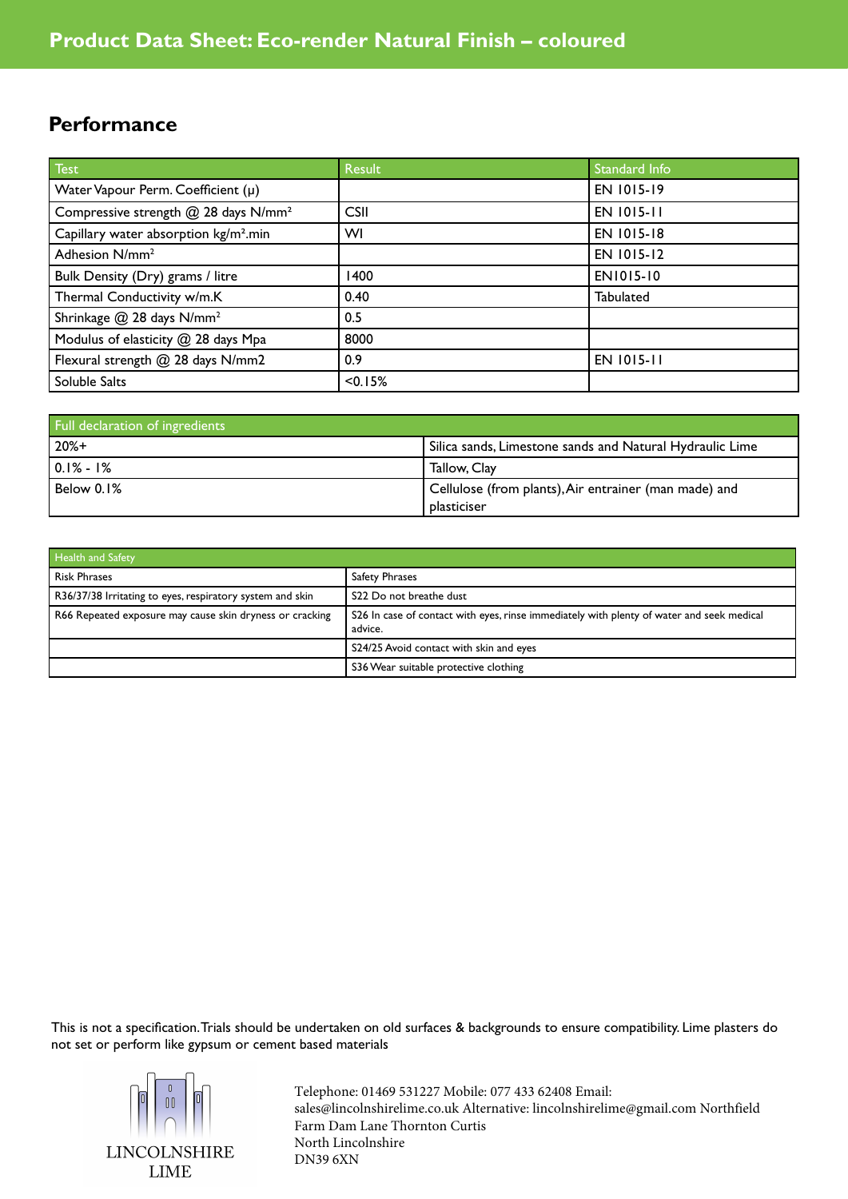# Product Data Sheet: Eco-render Natural Finish – coloured

## Performance

| Test | Result | Standard Info |
|---|---|---|
| Water Vapour Perm. Coefficient (μ) | | EN 1015-19 |
| Compressive strength @ 28 days N/mm² | CSII | EN 1015-11 |
| Capillary water absorption kg/m².min | WI | EN 1015-18 |
| Adhesion N/mm² | | EN 1015-12 |
| Bulk Density (Dry) grams / litre | 1400 | EN1015-10 |
| Thermal Conductivity w/m.K | 0.40 | Tabulated |
| Shrinkage @ 28 days N/mm² | 0.5 | |
| Modulus of elasticity @ 28 days Mpa | 8000 | |
| Flexural strength @ 28 days N/mm2 | 0.9 | EN 1015-11 |
| Soluble Salts | <0.15% | |

| Full declaration of ingredients | |
|---|---|
| 20%+ | Silica sands, Limestone sands and Natural Hydraulic Lime |
| 0.1% - 1% | Tallow, Clay |
| Below 0.1% | Cellulose (from plants), Air entrainer (man made) and plasticiser |

| Health and Safety | |
|---|---|
| Risk Phrases | Safety Phrases |
| R36/37/38 Irritating to eyes, respiratory system and skin | S22 Do not breathe dust |
| R66 Repeated exposure may cause skin dryness or cracking | S26 In case of contact with eyes, rinse immediately with plenty of water and seek medical advice. |
| | S24/25 Avoid contact with skin and eyes |
| | S36 Wear suitable protective clothing |

This is not a specification. Trials should be undertaken on old surfaces & backgrounds to ensure compatibility. Lime plasters do not set or perform like gypsum or cement based materials

LINCOLNSHIRE LIME

Telephone: 01469 531227 Mobile: 077 433 62408 Email: sales@lincolnshirelime.co.uk Alternative: lincolnshirelime@gmail.com Northfield Farm Dam Lane Thornton Curtis
North Lincolnshire
DN39 6XN